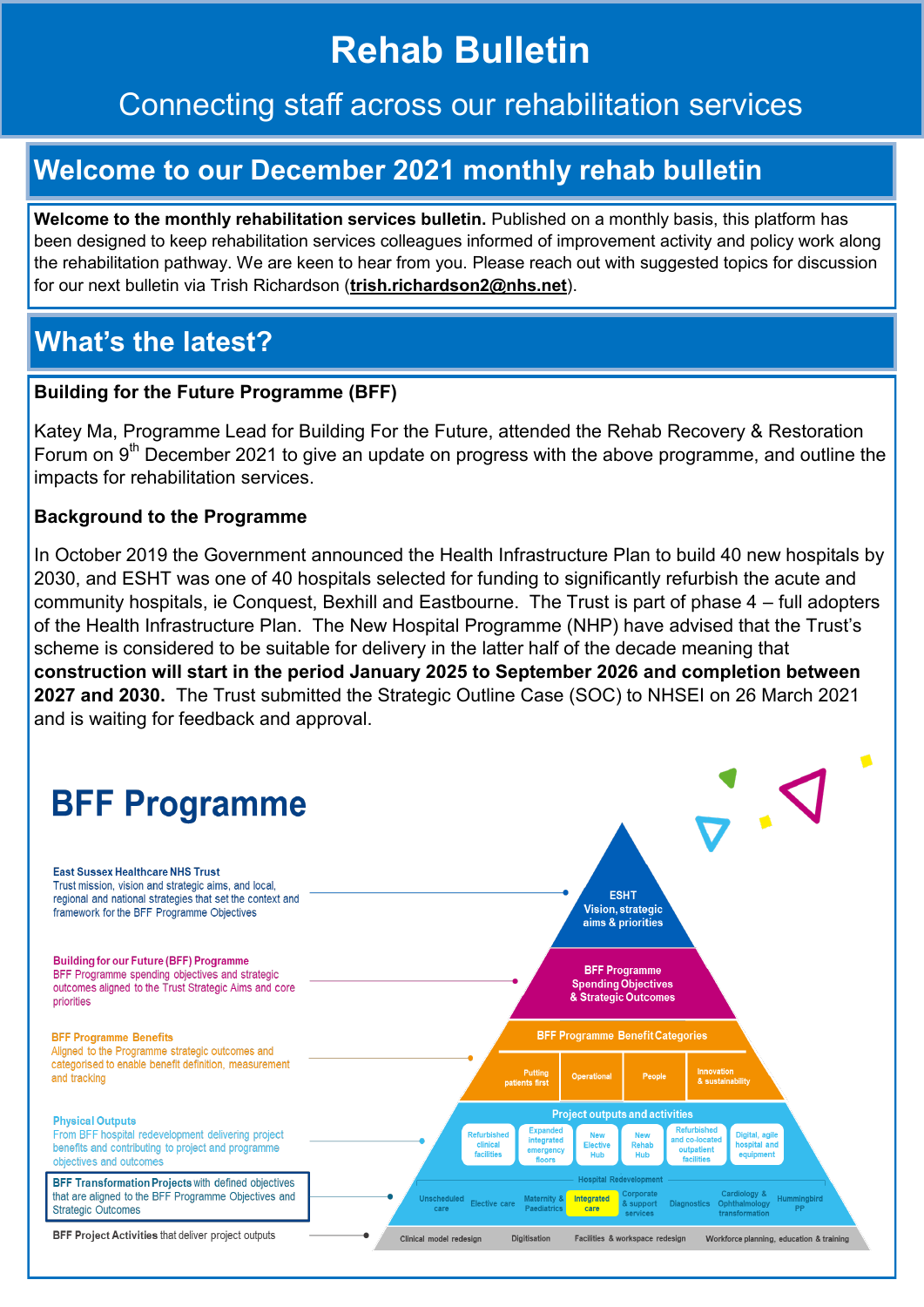# Rehab Bulletin

Connecting staff across our rehabilitation services

## Welcome to our December 2021 monthly rehab bulletin

**Welcome to the monthly rehabilitation services bulletin.** Published on a monthly basis, this platform has been designed to keep rehabilitation services colleagues informed of improvement activity and policy work along the rehabilitation pathway. We are keen to hear from you. Please reach out with suggested topics for discussion for our next bulletin via Trish Richardson (**trish.richardson2@nhs.net**).

## What's the latest?

**Building for the Future Programme (BFF)**

Katey Ma, Programme Lead for Building For the Future, attended the Rehab Recovery & Restoration Forum on 9th December 2021 to give an update on progress with the above programme, and outline the impacts for rehabilitation services.

**Background to the Programme**

In October 2019 the Government announced the Health Infrastructure Plan to build 40 new hospitals by 2030, and ESHT was one of 40 hospitals selected for funding to significantly refurbish the acute and community hospitals, ie Conquest, Bexhill and Eastbourne. The Trust is part of phase 4 – full adopters of the Health Infrastructure Plan. The New Hospital Programme (NHP) have advised that the Trust's scheme is considered to be suitable for delivery in the latter half of the decade meaning that **construction will start in the period January 2025 to September 2026 and completion between 2027 and 2030.** The Trust submitted the Strategic Outline Case (SOC) to NHSEI on 26 March 2021 and is waiting for feedback and approval.

### BFF Programme

- **East Sussex Healthcare NHS Trust** – Trust mission, vision and strategic aims, and local, regional and national strategies that set the context and framework for the BFF Programme Objectives → **ESHT Vision, strategic aims & priorities**
- **Building for our Future (BFF) Programme** – BFF Programme spending objectives and strategic outcomes aligned to the Trust Strategic Aims and core priorities → **BFF Programme Spending Objectives & Strategic Outcomes**
- **BFF Programme Benefits** – Aligned to the Programme strategic outcomes and categorised to enable benefit definition, measurement and tracking → **BFF Programme Benefit Categories**: Putting patients first; Operational; People; Innovation & sustainability
- **Physical Outputs** – From BFF hospital redevelopment delivering project benefits and contributing to project and programme objectives and outcomes → **Project outputs and activities**: Refurbished clinical facilities; Expanded integrated emergency floors; New Elective Hub; New Rehab Hub; Refurbished and co-located outpatient facilities; Digital, agile hospital and equipment
- **BFF Transformation Projects** with defined objectives that are aligned to the BFF Programme Objectives and Strategic Outcomes → **Hospital Redevelopment**: Unscheduled care; Elective care; Maternity & Paediatrics; Integrated care; Corporate & support services; Diagnostics; Cardiology & Ophthalmology transformation; Hummingbird PP
- **BFF Project Activities** that deliver project outputs → Clinical model redesign; Digitisation; Facilities & workspace redesign; Workforce planning, education & training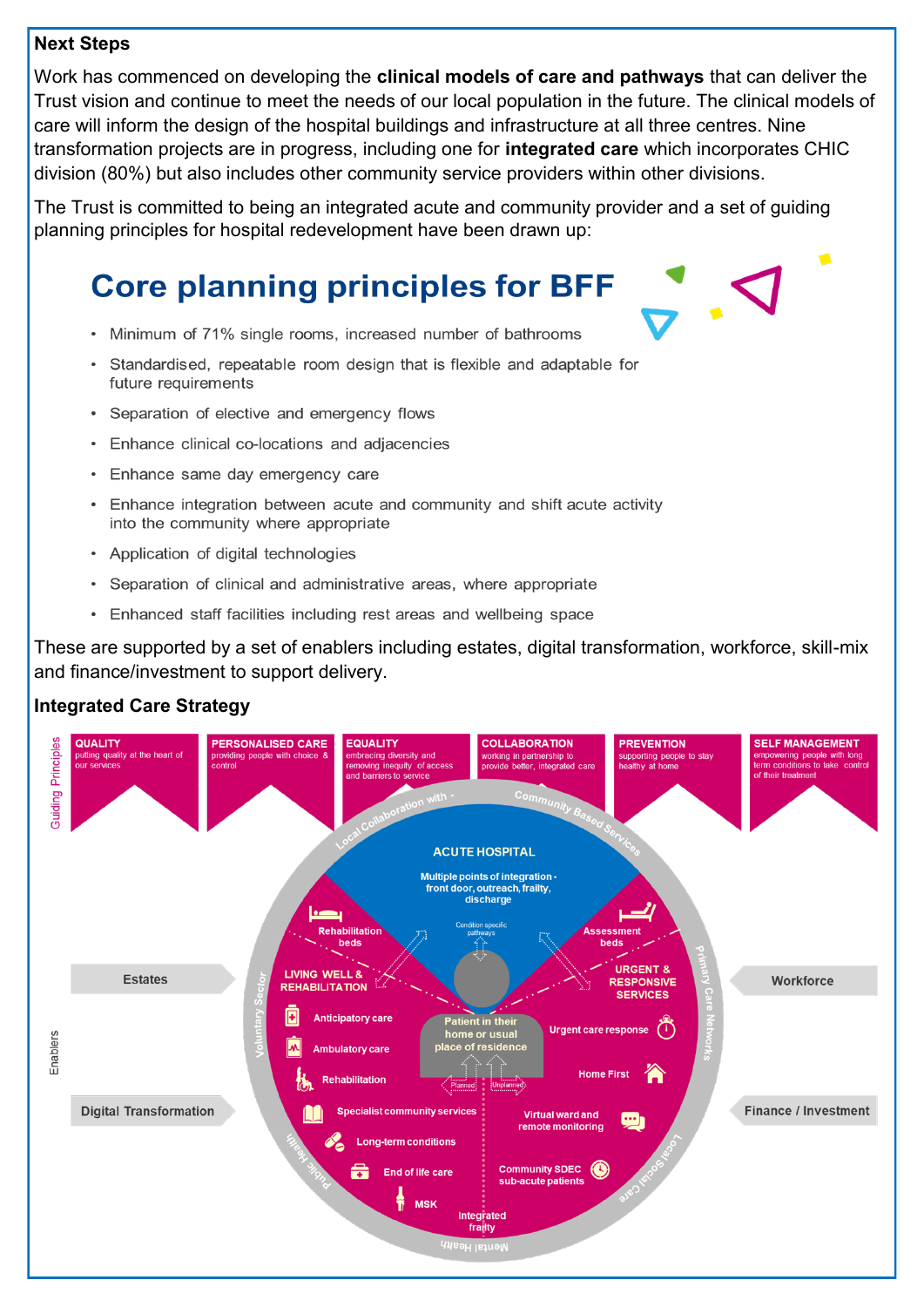**Next Steps**

Work has commenced on developing the **clinical models of care and pathways** that can deliver the Trust vision and continue to meet the needs of our local population in the future. The clinical models of care will inform the design of the hospital buildings and infrastructure at all three centres. Nine transformation projects are in progress, including one for **integrated care** which incorporates CHIC division (80%) but also includes other community service providers within other divisions.

The Trust is committed to being an integrated acute and community provider and a set of guiding planning principles for hospital redevelopment have been drawn up:

## Core planning principles for BFF

- Minimum of 71% single rooms, increased number of bathrooms
- Standardised, repeatable room design that is flexible and adaptable for future requirements
- Separation of elective and emergency flows
- Enhance clinical co-locations and adjacencies
- Enhance same day emergency care
- Enhance integration between acute and community and shift acute activity into the community where appropriate
- Application of digital technologies
- Separation of clinical and administrative areas, where appropriate
- Enhanced staff facilities including rest areas and wellbeing space

These are supported by a set of enablers including estates, digital transformation, workforce, skill-mix and finance/investment to support delivery.

**Integrated Care Strategy**

Guiding Principles

- **QUALITY** putting quality at the heart of our services
- **PERSONALISED CARE** providing people with choice & control
- **EQUALITY** embracing diversity and removing inequity of access and barriers to service
- **COLLABORATION** working in partnership to provide better, integrated care
- **PREVENTION** supporting people to stay healthy at home
- **SELF MANAGEMENT** empowering people with long term conditions to take control of their treatment

Local Collaboration with - Community Based Services, Primary Care Networks, Local Social Care, Mental Health, Public Health, Voluntary Sector

ACUTE HOSPITAL

Multiple points of integration - front door, outreach, frailty, discharge

Condition specific pathways

Rehabilitation beds

Assessment beds

LIVING WELL & REHABILITATION

URGENT & RESPONSIVE SERVICES

Patient in their home or usual place of residence

Planned / Unplanned

Anticipatory care

Ambulatory care

Rehabilitation

Specialist community services

Long-term conditions

End of life care

MSK

Integrated frailty

Urgent care response

Home First

Virtual ward and remote monitoring

Community SDEC sub-acute patients

Enablers

- Estates
- Digital Transformation
- Workforce
- Finance / Investment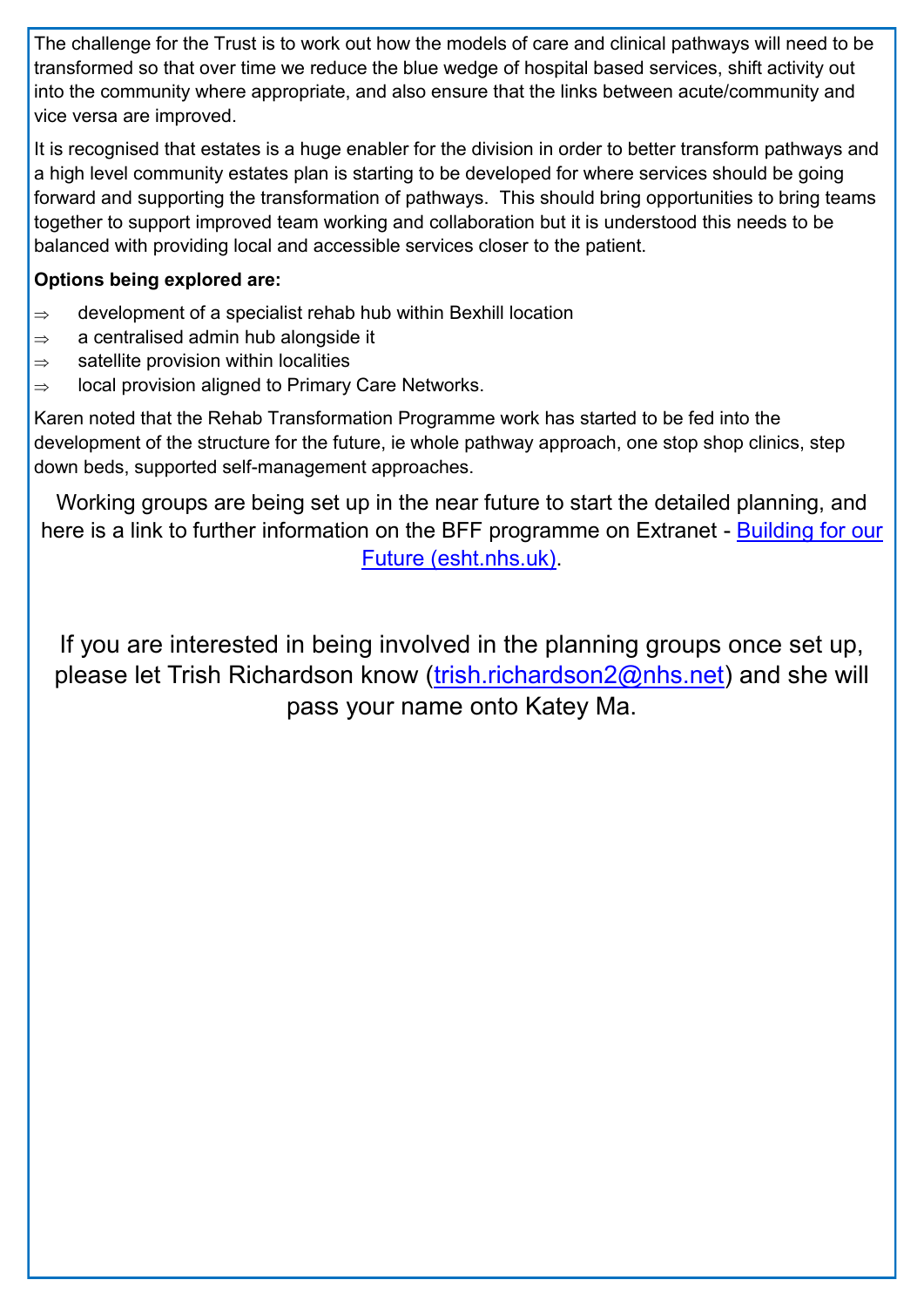The challenge for the Trust is to work out how the models of care and clinical pathways will need to be transformed so that over time we reduce the blue wedge of hospital based services, shift activity out into the community where appropriate, and also ensure that the links between acute/community and vice versa are improved.

It is recognised that estates is a huge enabler for the division in order to better transform pathways and a high level community estates plan is starting to be developed for where services should be going forward and supporting the transformation of pathways. This should bring opportunities to bring teams together to support improved team working and collaboration but it is understood this needs to be balanced with providing local and accessible services closer to the patient.

**Options being explored are:**

- ⇒ development of a specialist rehab hub within Bexhill location
- ⇒ a centralised admin hub alongside it
- ⇒ satellite provision within localities
- ⇒ local provision aligned to Primary Care Networks.

Karen noted that the Rehab Transformation Programme work has started to be fed into the development of the structure for the future, ie whole pathway approach, one stop shop clinics, step down beds, supported self-management approaches.

Working groups are being set up in the near future to start the detailed planning, and here is a link to further information on the BFF programme on Extranet - [Building for our Future (esht.nhs.uk)](esht.nhs.uk).

If you are interested in being involved in the planning groups once set up, please let Trish Richardson know ([trish.richardson2@nhs.net](mailto:trish.richardson2@nhs.net)) and she will pass your name onto Katey Ma.